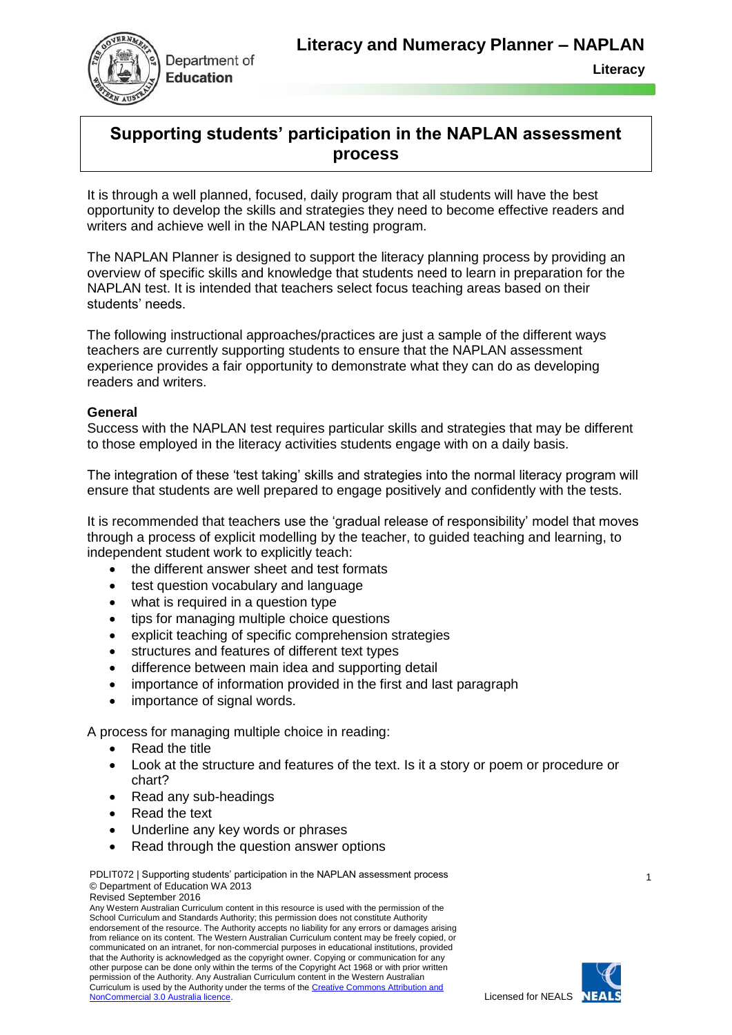# Supporting students' participation in the NAPLAN assessment process

It is through a well planned, focused, daily program that all students will have the best opportunity to develop the skills and strategies they need to become effective readers and writers and achieve well in the NAPLAN testing program.

The NAPLAN Planner is designed to support the literacy planning process by providing an overview of specific skills and knowledge that students need to learn in preparation for the NAPLAN test. It is intended that teachers select focus teaching areas based on their students' needs.

The following instructional approaches/practices are just a sample of the different ways teachers are currently supporting students to ensure that the NAPLAN assessment experience provides a fair opportunity to demonstrate what they can do as developing readers and writers.

**General**

Success with the NAPLAN test requires particular skills and strategies that may be different to those employed in the literacy activities students engage with on a daily basis.

The integration of these 'test taking' skills and strategies into the normal literacy program will ensure that students are well prepared to engage positively and confidently with the tests.

It is recommended that teachers use the 'gradual release of responsibility' model that moves through a process of explicit modelling by the teacher, to guided teaching and learning, to independent student work to explicitly teach:

- the different answer sheet and test formats
- test question vocabulary and language
- what is required in a question type
- tips for managing multiple choice questions
- explicit teaching of specific comprehension strategies
- structures and features of different text types
- difference between main idea and supporting detail
- importance of information provided in the first and last paragraph
- importance of signal words.

A process for managing multiple choice in reading:

- Read the title
- Look at the structure and features of the text. Is it a story or poem or procedure or chart?
- Read any sub-headings
- Read the text
- Underline any key words or phrases
- Read through the question answer options

PDLIT072 | Supporting students' participation in the NAPLAN assessment process
© Department of Education WA 2013
Revised September 2016
Any Western Australian Curriculum content in this resource is used with the permission of the School Curriculum and Standards Authority; this permission does not constitute Authority endorsement of the resource. The Authority accepts no liability for any errors or damages arising from reliance on its content. The Western Australian Curriculum content may be freely copied, or communicated on an intranet, for non-commercial purposes in educational institutions, provided that the Authority is acknowledged as the copyright owner. Copying or communication for any other purpose can be done only within the terms of the Copyright Act 1968 or with prior written permission of the Authority. Any Australian Curriculum content in the Western Australian Curriculum is used by the Authority under the terms of the Creative Commons Attribution and NonCommercial 3.0 Australia licence.

Licensed for NEALS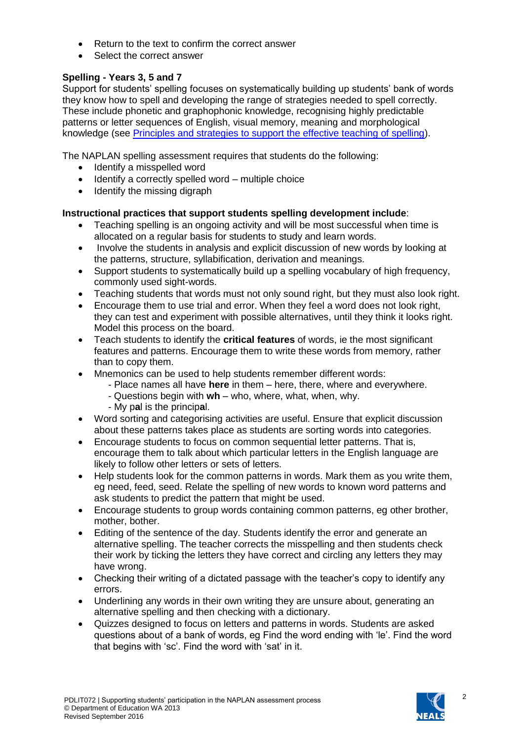- Return to the text to confirm the correct answer
- Select the correct answer

**Spelling - Years 3, 5 and 7**

Support for students' spelling focuses on systematically building up students' bank of words they know how to spell and developing the range of strategies needed to spell correctly. These include phonetic and graphophonic knowledge, recognising highly predictable patterns or letter sequences of English, visual memory, meaning and morphological knowledge (see [Principles and strategies to support the effective teaching of spelling](#)).

The NAPLAN spelling assessment requires that students do the following:

- Identify a misspelled word
- Identify a correctly spelled word – multiple choice
- Identify the missing digraph

**Instructional practices that support students spelling development include**:

- Teaching spelling is an ongoing activity and will be most successful when time is allocated on a regular basis for students to study and learn words.
- Involve the students in analysis and explicit discussion of new words by looking at the patterns, structure, syllabification, derivation and meanings.
- Support students to systematically build up a spelling vocabulary of high frequency, commonly used sight-words.
- Teaching students that words must not only sound right, but they must also look right.
- Encourage them to use trial and error. When they feel a word does not look right, they can test and experiment with possible alternatives, until they think it looks right. Model this process on the board.
- Teach students to identify the **critical features** of words, ie the most significant features and patterns. Encourage them to write these words from memory, rather than to copy them.
- Mnemonics can be used to help students remember different words:
  - Place names all have **here** in them – here, there, where and everywhere.
  - Questions begin with **wh** – who, where, what, when, why.
  - My p**a**l is the princip**a**l.
- Word sorting and categorising activities are useful. Ensure that explicit discussion about these patterns takes place as students are sorting words into categories.
- Encourage students to focus on common sequential letter patterns. That is, encourage them to talk about which particular letters in the English language are likely to follow other letters or sets of letters.
- Help students look for the common patterns in words. Mark them as you write them, eg need, feed, seed. Relate the spelling of new words to known word patterns and ask students to predict the pattern that might be used.
- Encourage students to group words containing common patterns, eg other brother, mother, bother.
- Editing of the sentence of the day. Students identify the error and generate an alternative spelling. The teacher corrects the misspelling and then students check their work by ticking the letters they have correct and circling any letters they may have wrong.
- Checking their writing of a dictated passage with the teacher's copy to identify any errors.
- Underlining any words in their own writing they are unsure about, generating an alternative spelling and then checking with a dictionary.
- Quizzes designed to focus on letters and patterns in words. Students are asked questions about of a bank of words, eg Find the word ending with 'le'. Find the word that begins with 'sc'. Find the word with 'sat' in it.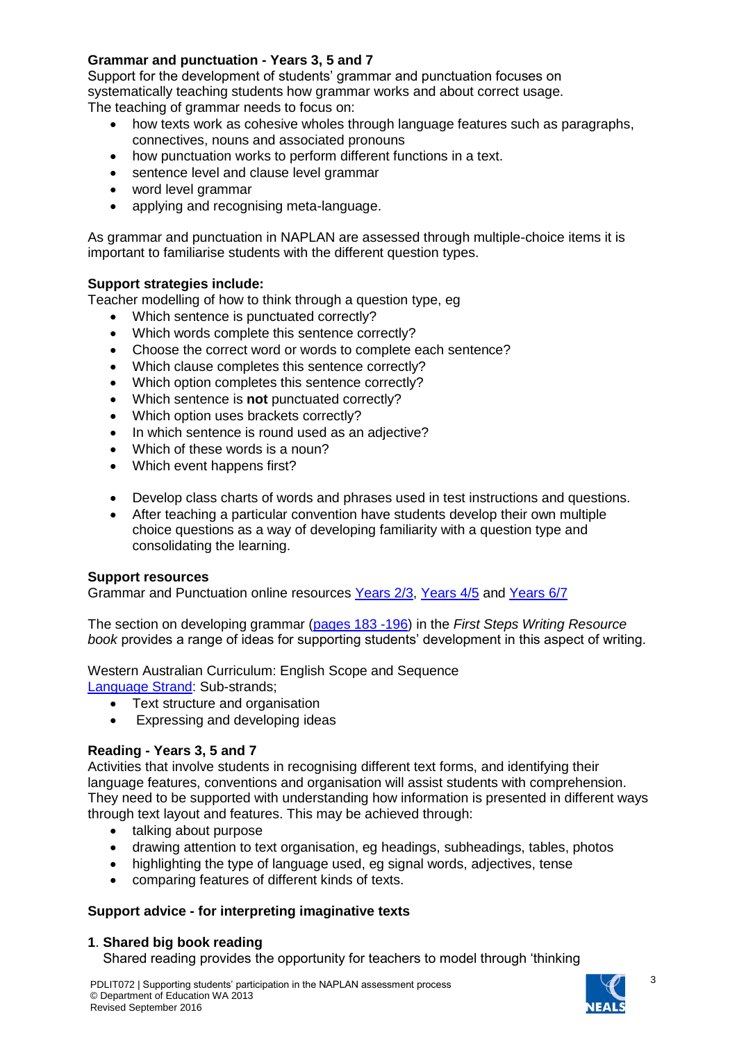**Grammar and punctuation - Years 3, 5 and 7**

Support for the development of students' grammar and punctuation focuses on systematically teaching students how grammar works and about correct usage. The teaching of grammar needs to focus on:

- how texts work as cohesive wholes through language features such as paragraphs, connectives, nouns and associated pronouns
- how punctuation works to perform different functions in a text.
- sentence level and clause level grammar
- word level grammar
- applying and recognising meta-language.

As grammar and punctuation in NAPLAN are assessed through multiple-choice items it is important to familiarise students with the different question types.

**Support strategies include:**

Teacher modelling of how to think through a question type, eg

- Which sentence is punctuated correctly?
- Which words complete this sentence correctly?
- Choose the correct word or words to complete each sentence?
- Which clause completes this sentence correctly?
- Which option completes this sentence correctly?
- Which sentence is **not** punctuated correctly?
- Which option uses brackets correctly?
- In which sentence is round used as an adjective?
- Which of these words is a noun?
- Which event happens first?

- Develop class charts of words and phrases used in test instructions and questions.
- After teaching a particular convention have students develop their own multiple choice questions as a way of developing familiarity with a question type and consolidating the learning.

**Support resources**

Grammar and Punctuation online resources Years 2/3, Years 4/5 and Years 6/7

The section on developing grammar (pages 183 -196) in the *First Steps Writing Resource book* provides a range of ideas for supporting students' development in this aspect of writing.

Western Australian Curriculum: English Scope and Sequence
Language Strand: Sub-strands;

- Text structure and organisation
- Expressing and developing ideas

**Reading - Years 3, 5 and 7**

Activities that involve students in recognising different text forms, and identifying their language features, conventions and organisation will assist students with comprehension. They need to be supported with understanding how information is presented in different ways through text layout and features. This may be achieved through:

- talking about purpose
- drawing attention to text organisation, eg headings, subheadings, tables, photos
- highlighting the type of language used, eg signal words, adjectives, tense
- comparing features of different kinds of texts.

**Support advice - for interpreting imaginative texts**

**1**. **Shared big book reading**

Shared reading provides the opportunity for teachers to model through 'thinking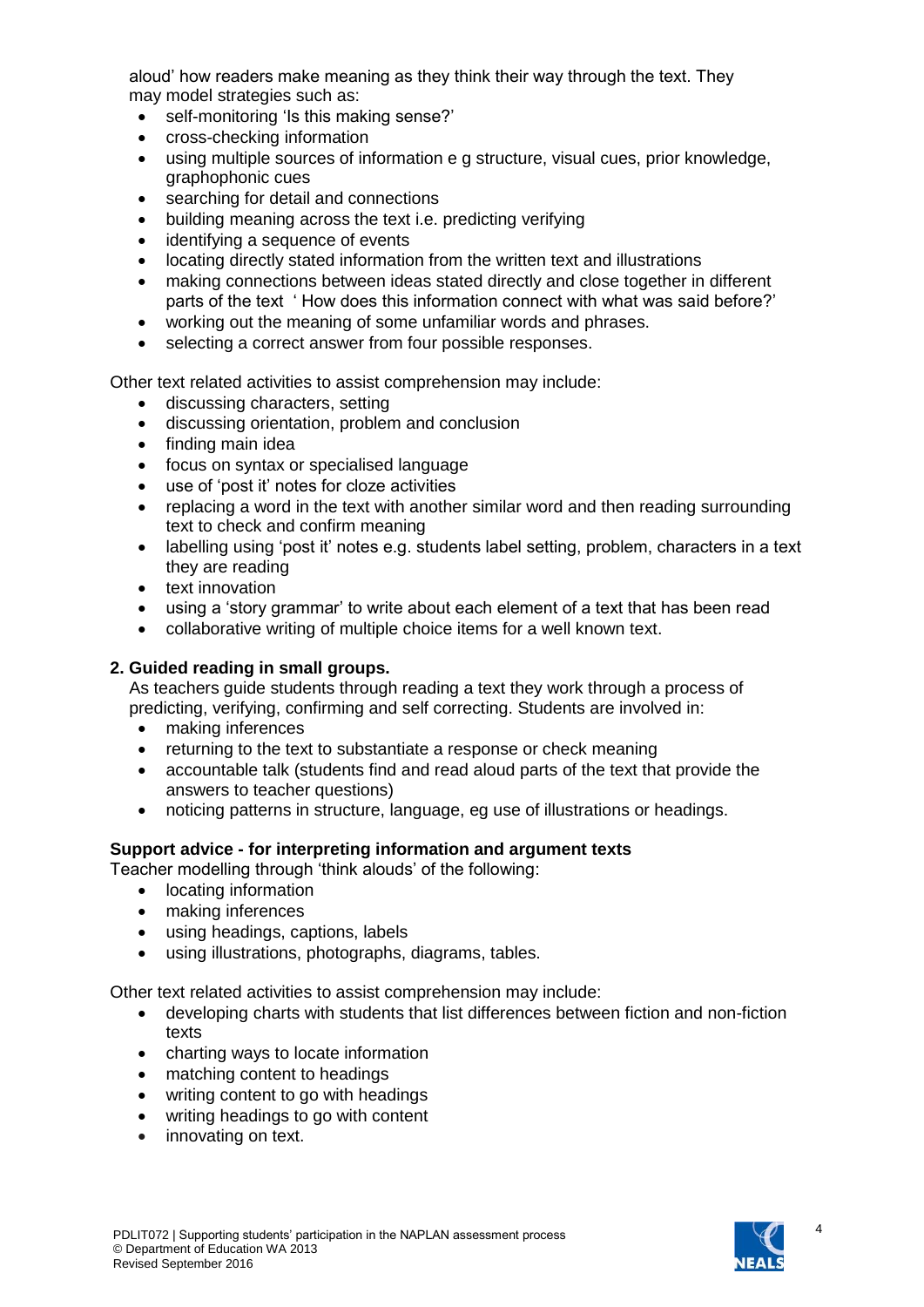aloud' how readers make meaning as they think their way through the text. They may model strategies such as:

- self-monitoring 'Is this making sense?'
- cross-checking information
- using multiple sources of information e g structure, visual cues, prior knowledge, graphophonic cues
- searching for detail and connections
- building meaning across the text i.e. predicting verifying
- identifying a sequence of events
- locating directly stated information from the written text and illustrations
- making connections between ideas stated directly and close together in different parts of the text ' How does this information connect with what was said before?'
- working out the meaning of some unfamiliar words and phrases.
- selecting a correct answer from four possible responses.

Other text related activities to assist comprehension may include:

- discussing characters, setting
- discussing orientation, problem and conclusion
- finding main idea
- focus on syntax or specialised language
- use of 'post it' notes for cloze activities
- replacing a word in the text with another similar word and then reading surrounding text to check and confirm meaning
- labelling using 'post it' notes e.g. students label setting, problem, characters in a text they are reading
- text innovation
- using a 'story grammar' to write about each element of a text that has been read
- collaborative writing of multiple choice items for a well known text.

**2. Guided reading in small groups.**

As teachers guide students through reading a text they work through a process of predicting, verifying, confirming and self correcting. Students are involved in:

- making inferences
- returning to the text to substantiate a response or check meaning
- accountable talk (students find and read aloud parts of the text that provide the answers to teacher questions)
- noticing patterns in structure, language, eg use of illustrations or headings.

**Support advice - for interpreting information and argument texts**

Teacher modelling through 'think alouds' of the following:

- locating information
- making inferences
- using headings, captions, labels
- using illustrations, photographs, diagrams, tables.

Other text related activities to assist comprehension may include:

- developing charts with students that list differences between fiction and non-fiction texts
- charting ways to locate information
- matching content to headings
- writing content to go with headings
- writing headings to go with content
- innovating on text.